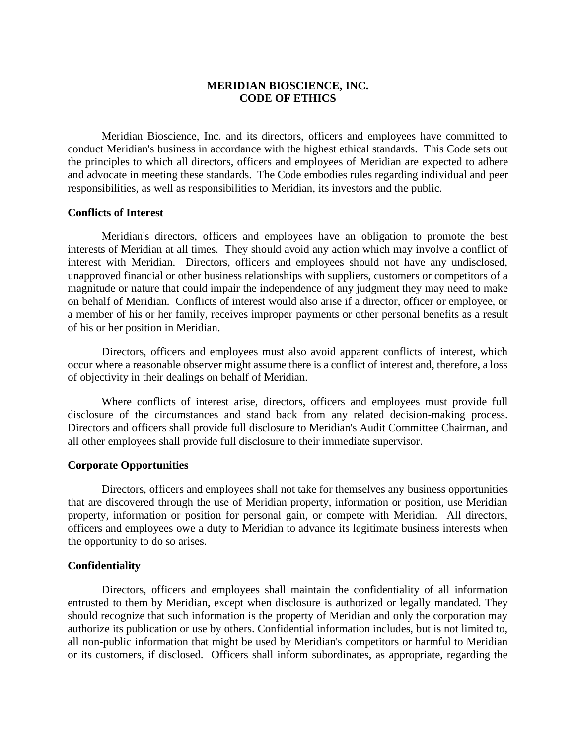# MERIDIAN BIOSCIENCE, INC.
# CODE OF ETHICS

Meridian Bioscience, Inc. and its directors, officers and employees have committed to conduct Meridian's business in accordance with the highest ethical standards. This Code sets out the principles to which all directors, officers and employees of Meridian are expected to adhere and advocate in meeting these standards. The Code embodies rules regarding individual and peer responsibilities, as well as responsibilities to Meridian, its investors and the public.

## Conflicts of Interest

Meridian's directors, officers and employees have an obligation to promote the best interests of Meridian at all times. They should avoid any action which may involve a conflict of interest with Meridian. Directors, officers and employees should not have any undisclosed, unapproved financial or other business relationships with suppliers, customers or competitors of a magnitude or nature that could impair the independence of any judgment they may need to make on behalf of Meridian. Conflicts of interest would also arise if a director, officer or employee, or a member of his or her family, receives improper payments or other personal benefits as a result of his or her position in Meridian.

Directors, officers and employees must also avoid apparent conflicts of interest, which occur where a reasonable observer might assume there is a conflict of interest and, therefore, a loss of objectivity in their dealings on behalf of Meridian.

Where conflicts of interest arise, directors, officers and employees must provide full disclosure of the circumstances and stand back from any related decision-making process. Directors and officers shall provide full disclosure to Meridian's Audit Committee Chairman, and all other employees shall provide full disclosure to their immediate supervisor.

## Corporate Opportunities

Directors, officers and employees shall not take for themselves any business opportunities that are discovered through the use of Meridian property, information or position, use Meridian property, information or position for personal gain, or compete with Meridian. All directors, officers and employees owe a duty to Meridian to advance its legitimate business interests when the opportunity to do so arises.

## Confidentiality

Directors, officers and employees shall maintain the confidentiality of all information entrusted to them by Meridian, except when disclosure is authorized or legally mandated. They should recognize that such information is the property of Meridian and only the corporation may authorize its publication or use by others. Confidential information includes, but is not limited to, all non-public information that might be used by Meridian's competitors or harmful to Meridian or its customers, if disclosed. Officers shall inform subordinates, as appropriate, regarding the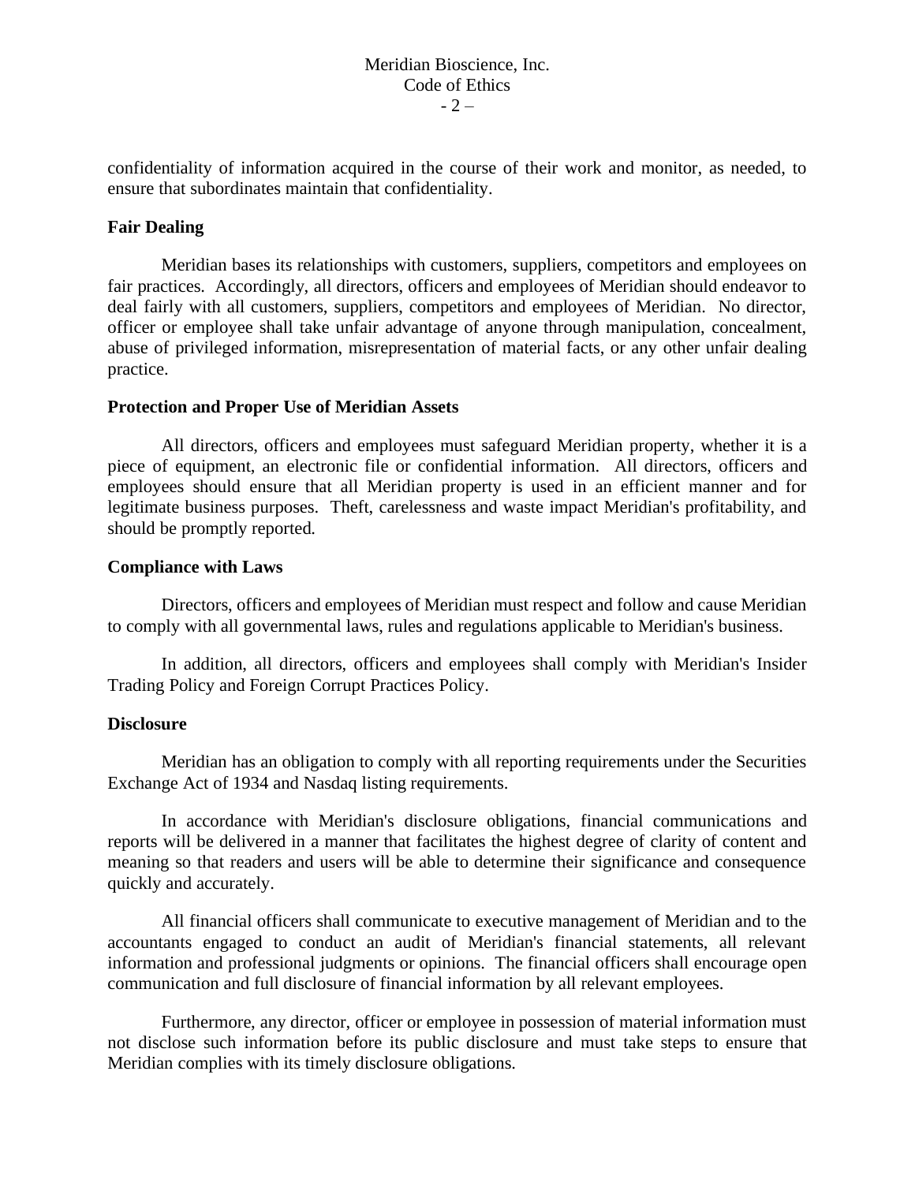confidentiality of information acquired in the course of their work and monitor, as needed, to ensure that subordinates maintain that confidentiality.

**Fair Dealing**

Meridian bases its relationships with customers, suppliers, competitors and employees on fair practices. Accordingly, all directors, officers and employees of Meridian should endeavor to deal fairly with all customers, suppliers, competitors and employees of Meridian. No director, officer or employee shall take unfair advantage of anyone through manipulation, concealment, abuse of privileged information, misrepresentation of material facts, or any other unfair dealing practice.

**Protection and Proper Use of Meridian Assets**

All directors, officers and employees must safeguard Meridian property, whether it is a piece of equipment, an electronic file or confidential information. All directors, officers and employees should ensure that all Meridian property is used in an efficient manner and for legitimate business purposes. Theft, carelessness and waste impact Meridian's profitability, and should be promptly reported.

**Compliance with Laws**

Directors, officers and employees of Meridian must respect and follow and cause Meridian to comply with all governmental laws, rules and regulations applicable to Meridian's business.

In addition, all directors, officers and employees shall comply with Meridian's Insider Trading Policy and Foreign Corrupt Practices Policy.

**Disclosure**

Meridian has an obligation to comply with all reporting requirements under the Securities Exchange Act of 1934 and Nasdaq listing requirements.

In accordance with Meridian's disclosure obligations, financial communications and reports will be delivered in a manner that facilitates the highest degree of clarity of content and meaning so that readers and users will be able to determine their significance and consequence quickly and accurately.

All financial officers shall communicate to executive management of Meridian and to the accountants engaged to conduct an audit of Meridian's financial statements, all relevant information and professional judgments or opinions. The financial officers shall encourage open communication and full disclosure of financial information by all relevant employees.

Furthermore, any director, officer or employee in possession of material information must not disclose such information before its public disclosure and must take steps to ensure that Meridian complies with its timely disclosure obligations.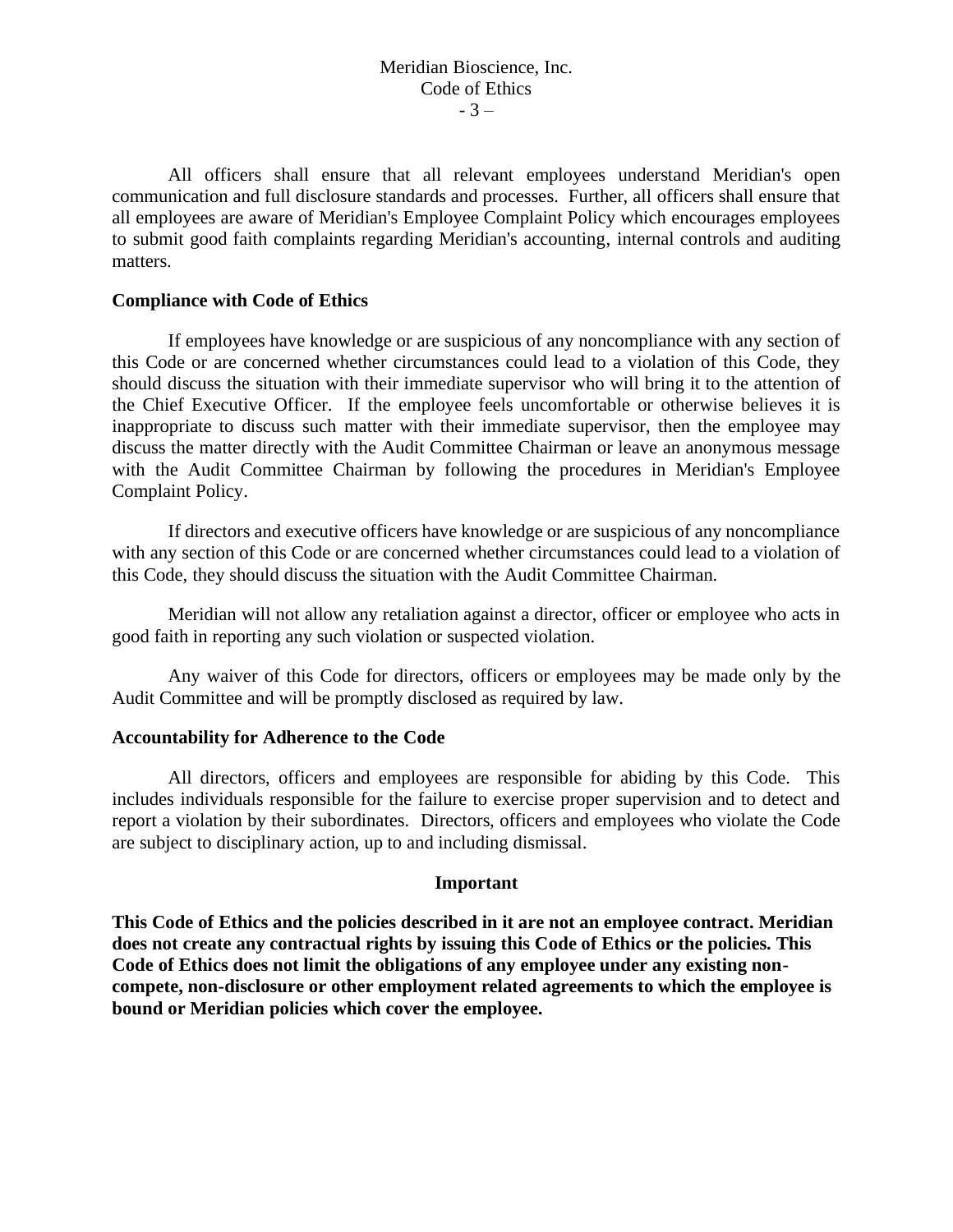All officers shall ensure that all relevant employees understand Meridian's open communication and full disclosure standards and processes. Further, all officers shall ensure that all employees are aware of Meridian's Employee Complaint Policy which encourages employees to submit good faith complaints regarding Meridian's accounting, internal controls and auditing matters.

**Compliance with Code of Ethics**

If employees have knowledge or are suspicious of any noncompliance with any section of this Code or are concerned whether circumstances could lead to a violation of this Code, they should discuss the situation with their immediate supervisor who will bring it to the attention of the Chief Executive Officer. If the employee feels uncomfortable or otherwise believes it is inappropriate to discuss such matter with their immediate supervisor, then the employee may discuss the matter directly with the Audit Committee Chairman or leave an anonymous message with the Audit Committee Chairman by following the procedures in Meridian's Employee Complaint Policy.

If directors and executive officers have knowledge or are suspicious of any noncompliance with any section of this Code or are concerned whether circumstances could lead to a violation of this Code, they should discuss the situation with the Audit Committee Chairman.

Meridian will not allow any retaliation against a director, officer or employee who acts in good faith in reporting any such violation or suspected violation.

Any waiver of this Code for directors, officers or employees may be made only by the Audit Committee and will be promptly disclosed as required by law.

**Accountability for Adherence to the Code**

All directors, officers and employees are responsible for abiding by this Code. This includes individuals responsible for the failure to exercise proper supervision and to detect and report a violation by their subordinates. Directors, officers and employees who violate the Code are subject to disciplinary action, up to and including dismissal.

**Important**

**This Code of Ethics and the policies described in it are not an employee contract. Meridian does not create any contractual rights by issuing this Code of Ethics or the policies. This Code of Ethics does not limit the obligations of any employee under any existing non-compete, non-disclosure or other employment related agreements to which the employee is bound or Meridian policies which cover the employee.**